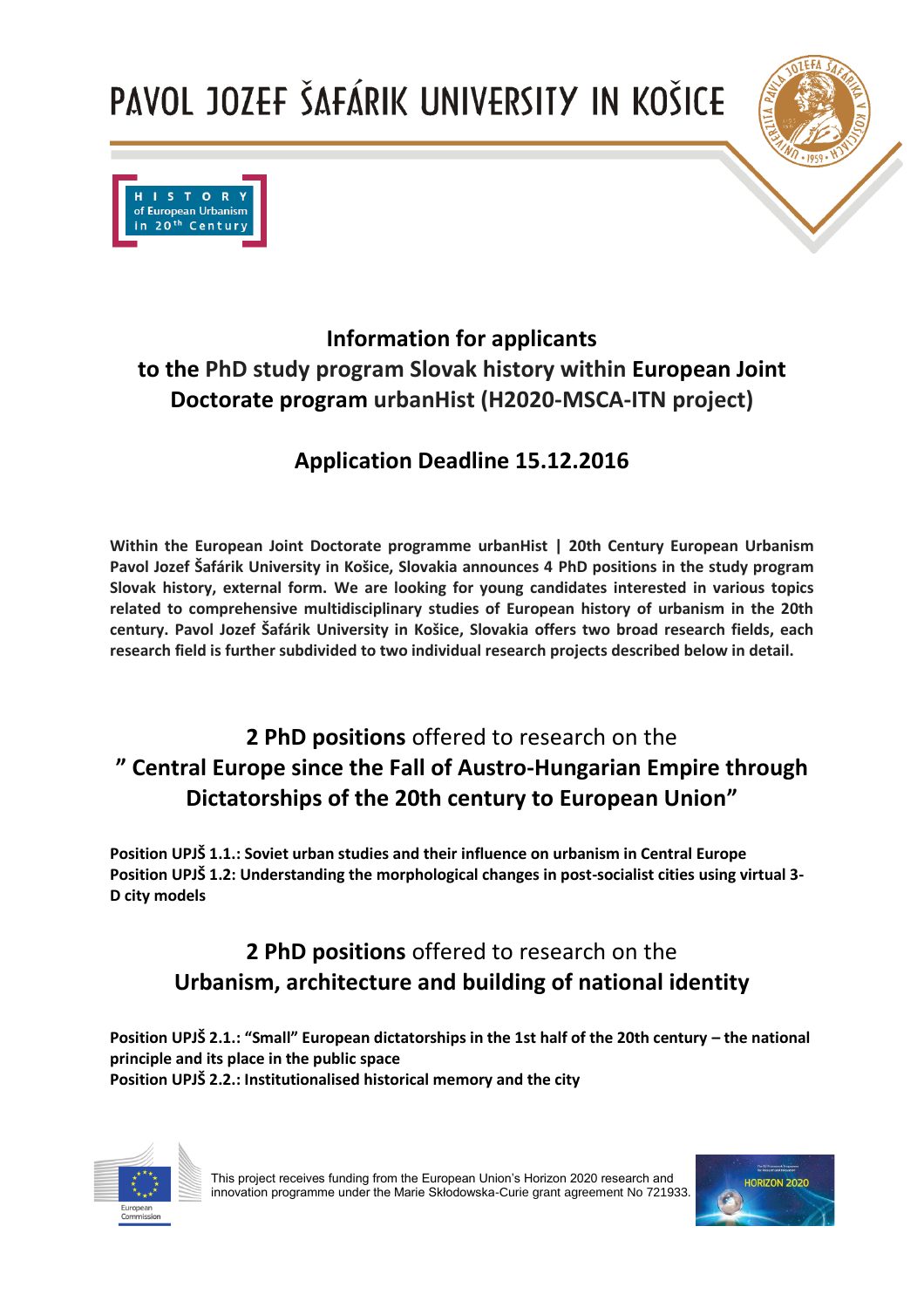# PAVOL JOZEF ŠAFÁRIK UNIVERSITY IN KOŠICE

HISTORY of European Urbanism in 20th Century

## Information for applicants to the PhD study program Slovak history within European Joint Doctorate program urbanHist (H2020-MSCA-ITN project)

## Application Deadline 15.12.2016

**Within the European Joint Doctorate programme urbanHist | 20th Century European Urbanism Pavol Jozef Šafárik University in Košice, Slovakia announces 4 PhD positions in the study program Slovak history, external form. We are looking for young candidates interested in various topics related to comprehensive multidisciplinary studies of European history of urbanism in the 20th century. Pavol Jozef Šafárik University in Košice, Slovakia offers two broad research fields, each research field is further subdivided to two individual research projects described below in detail.**

## **2 PhD positions** offered to research on the " Central Europe since the Fall of Austro-Hungarian Empire through Dictatorships of the 20th century to European Union"

**Position UPJŠ 1.1.: Soviet urban studies and their influence on urbanism in Central Europe**
**Position UPJŠ 1.2: Understanding the morphological changes in post-socialist cities using virtual 3-D city models**

## **2 PhD positions** offered to research on the Urbanism, architecture and building of national identity

**Position UPJŠ 2.1.: "Small" European dictatorships in the 1st half of the 20th century – the national principle and its place in the public space**
**Position UPJŠ 2.2.: Institutionalised historical memory and the city**

This project receives funding from the European Union's Horizon 2020 research and innovation programme under the Marie Skłodowska-Curie grant agreement No 721933.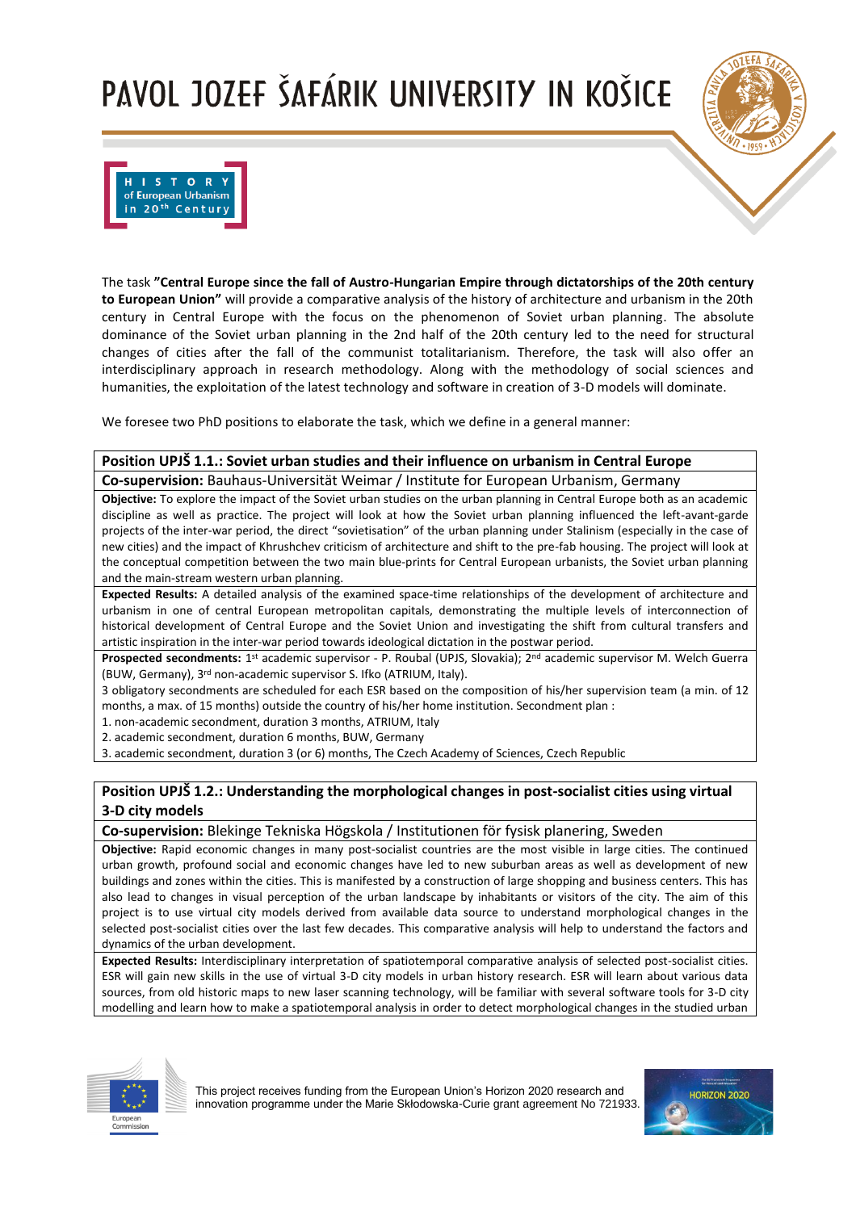# PAVOL JOZEF ŠAFÁRIK UNIVERSITY IN KOŠICE

HISTORY of European Urbanism in 20th Century

The task **"Central Europe since the fall of Austro-Hungarian Empire through dictatorships of the 20th century to European Union"** will provide a comparative analysis of the history of architecture and urbanism in the 20th century in Central Europe with the focus on the phenomenon of Soviet urban planning. The absolute dominance of the Soviet urban planning in the 2nd half of the 20th century led to the need for structural changes of cities after the fall of the communist totalitarianism. Therefore, the task will also offer an interdisciplinary approach in research methodology. Along with the methodology of social sciences and humanities, the exploitation of the latest technology and software in creation of 3-D models will dominate.

We foresee two PhD positions to elaborate the task, which we define in a general manner:

## Position UPJŠ 1.1.: Soviet urban studies and their influence on urbanism in Central Europe

**Co-supervision:** Bauhaus-Universität Weimar / Institute for European Urbanism, Germany

**Objective:** To explore the impact of the Soviet urban studies on the urban planning in Central Europe both as an academic discipline as well as practice. The project will look at how the Soviet urban planning influenced the left-avant-garde projects of the inter-war period, the direct "sovietisation" of the urban planning under Stalinism (especially in the case of new cities) and the impact of Khrushchev criticism of architecture and shift to the pre-fab housing. The project will look at the conceptual competition between the two main blue-prints for Central European urbanists, the Soviet urban planning and the main-stream western urban planning.

**Expected Results:** A detailed analysis of the examined space-time relationships of the development of architecture and urbanism in one of central European metropolitan capitals, demonstrating the multiple levels of interconnection of historical development of Central Europe and the Soviet Union and investigating the shift from cultural transfers and artistic inspiration in the inter-war period towards ideological dictation in the postwar period.

**Prospected secondments:** 1st academic supervisor - P. Roubal (UPJS, Slovakia); 2nd academic supervisor M. Welch Guerra (BUW, Germany), 3rd non-academic supervisor S. Ifko (ATRIUM, Italy).

3 obligatory secondments are scheduled for each ESR based on the composition of his/her supervision team (a min. of 12 months, a max. of 15 months) outside the country of his/her home institution. Secondment plan :

1. non-academic secondment, duration 3 months, ATRIUM, Italy
2. academic secondment, duration 6 months, BUW, Germany
3. academic secondment, duration 3 (or 6) months, The Czech Academy of Sciences, Czech Republic

## Position UPJŠ 1.2.: Understanding the morphological changes in post-socialist cities using virtual 3-D city models

**Co-supervision:** Blekinge Tekniska Högskola / Institutionen för fysisk planering, Sweden

**Objective:** Rapid economic changes in many post-socialist countries are the most visible in large cities. The continued urban growth, profound social and economic changes have led to new suburban areas as well as development of new buildings and zones within the cities. This is manifested by a construction of large shopping and business centers. This has also lead to changes in visual perception of the urban landscape by inhabitants or visitors of the city. The aim of this project is to use virtual city models derived from available data source to understand morphological changes in the selected post-socialist cities over the last few decades. This comparative analysis will help to understand the factors and dynamics of the urban development.

**Expected Results:** Interdisciplinary interpretation of spatiotemporal comparative analysis of selected post-socialist cities. ESR will gain new skills in the use of virtual 3-D city models in urban history research. ESR will learn about various data sources, from old historic maps to new laser scanning technology, will be familiar with several software tools for 3-D city modelling and learn how to make a spatiotemporal analysis in order to detect morphological changes in the studied urban

This project receives funding from the European Union's Horizon 2020 research and innovation programme under the Marie Skłodowska-Curie grant agreement No 721933.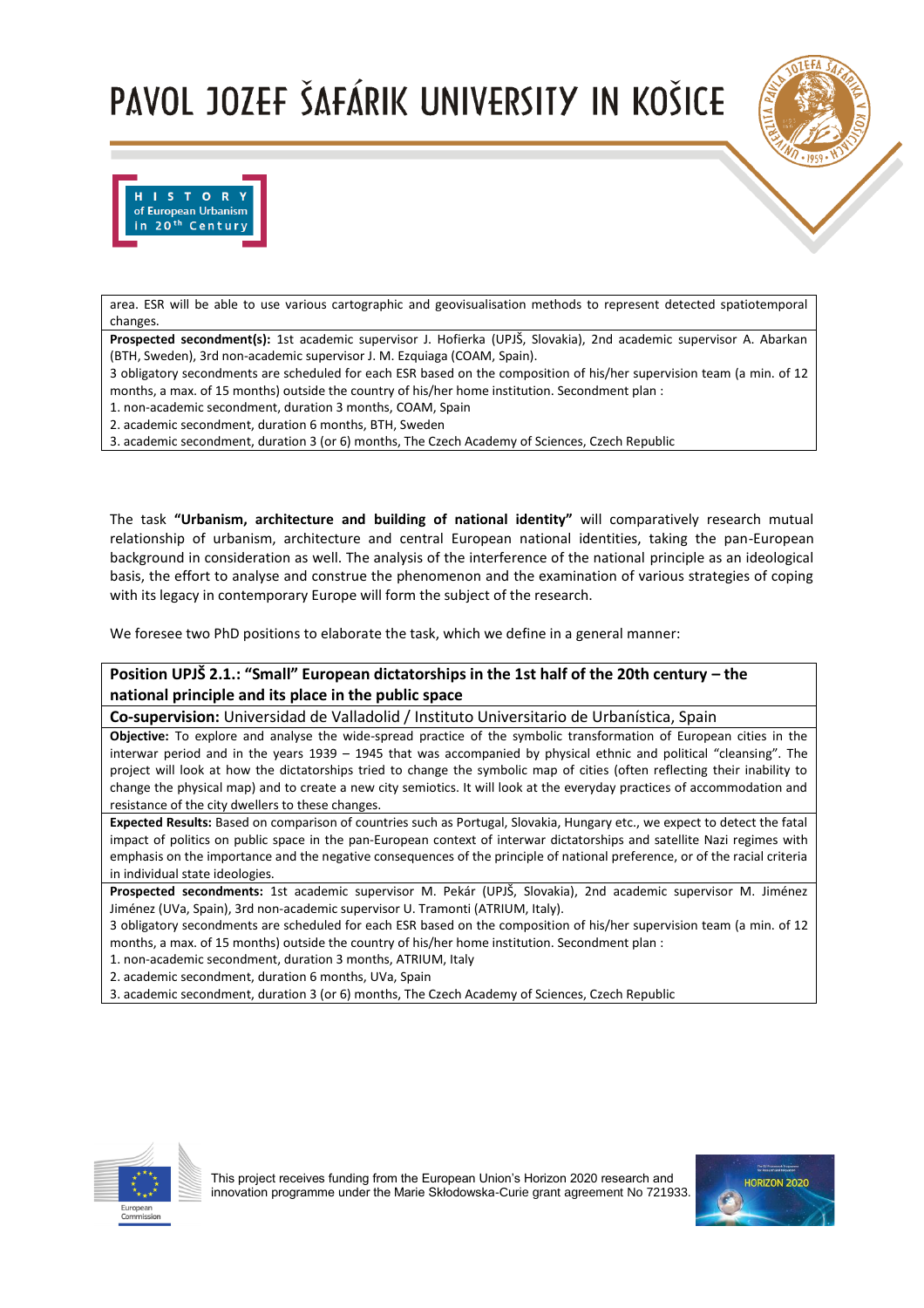area. ESR will be able to use various cartographic and geovisualisation methods to represent detected spatiotemporal changes.

**Prospected secondment(s):** 1st academic supervisor J. Hofierka (UPJŠ, Slovakia), 2nd academic supervisor A. Abarkan (BTH, Sweden), 3rd non-academic supervisor J. M. Ezquiaga (COAM, Spain).

3 obligatory secondments are scheduled for each ESR based on the composition of his/her supervision team (a min. of 12 months, a max. of 15 months) outside the country of his/her home institution. Secondment plan :

1. non-academic secondment, duration 3 months, COAM, Spain
2. academic secondment, duration 6 months, BTH, Sweden
3. academic secondment, duration 3 (or 6) months, The Czech Academy of Sciences, Czech Republic

The task **"Urbanism, architecture and building of national identity"** will comparatively research mutual relationship of urbanism, architecture and central European national identities, taking the pan-European background in consideration as well. The analysis of the interference of the national principle as an ideological basis, the effort to analyse and construe the phenomenon and the examination of various strategies of coping with its legacy in contemporary Europe will form the subject of the research.

We foresee two PhD positions to elaborate the task, which we define in a general manner:

**Position UPJŠ 2.1.: "Small" European dictatorships in the 1st half of the 20th century – the national principle and its place in the public space**

**Co-supervision:** Universidad de Valladolid / Instituto Universitario de Urbanística, Spain

**Objective:** To explore and analyse the wide-spread practice of the symbolic transformation of European cities in the interwar period and in the years 1939 – 1945 that was accompanied by physical ethnic and political "cleansing". The project will look at how the dictatorships tried to change the symbolic map of cities (often reflecting their inability to change the physical map) and to create a new city semiotics. It will look at the everyday practices of accommodation and resistance of the city dwellers to these changes.

**Expected Results:** Based on comparison of countries such as Portugal, Slovakia, Hungary etc., we expect to detect the fatal impact of politics on public space in the pan-European context of interwar dictatorships and satellite Nazi regimes with emphasis on the importance and the negative consequences of the principle of national preference, or of the racial criteria in individual state ideologies.

**Prospected secondments:** 1st academic supervisor M. Pekár (UPJŠ, Slovakia), 2nd academic supervisor M. Jiménez Jiménez (UVa, Spain), 3rd non-academic supervisor U. Tramonti (ATRIUM, Italy).

3 obligatory secondments are scheduled for each ESR based on the composition of his/her supervision team (a min. of 12 months, a max. of 15 months) outside the country of his/her home institution. Secondment plan :

1. non-academic secondment, duration 3 months, ATRIUM, Italy
2. academic secondment, duration 6 months, UVa, Spain
3. academic secondment, duration 3 (or 6) months, The Czech Academy of Sciences, Czech Republic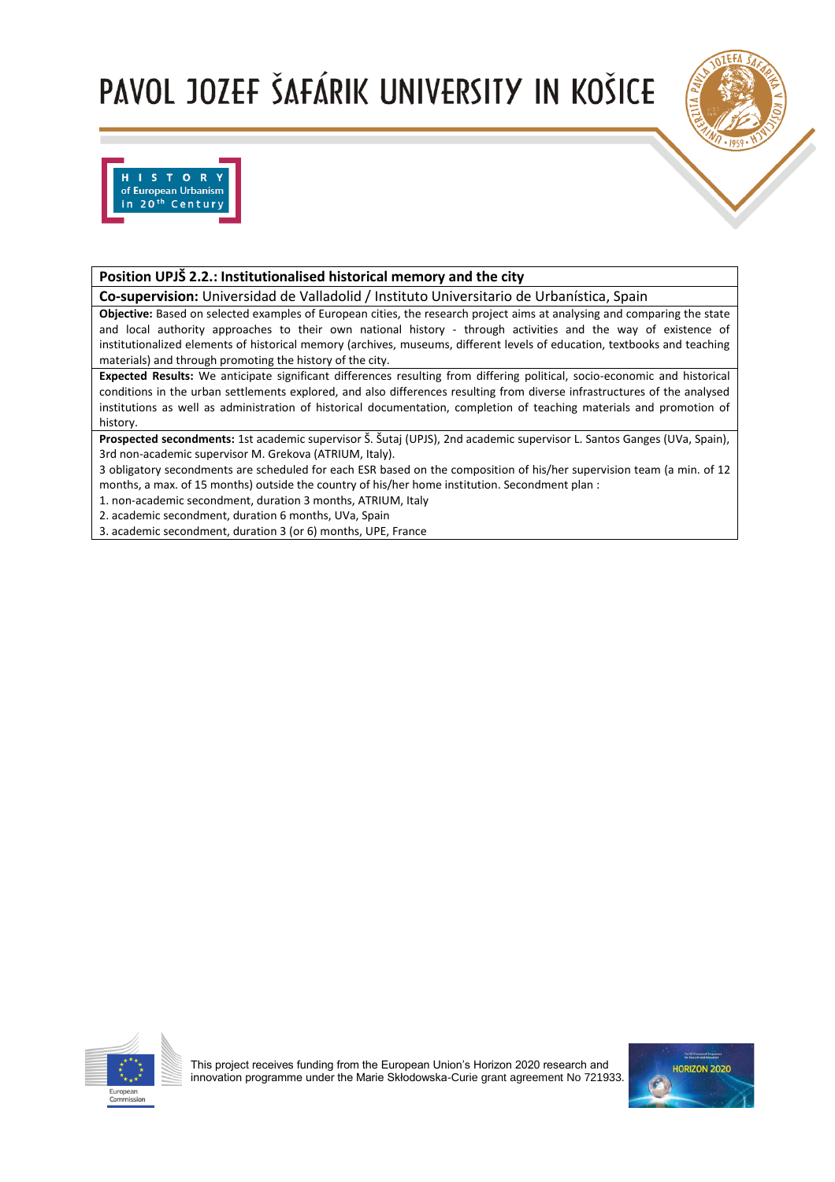## Position UPJŠ 2.2.: Institutionalised historical memory and the city

**Co-supervision:** Universidad de Valladolid / Instituto Universitario de Urbanística, Spain

**Objective:** Based on selected examples of European cities, the research project aims at analysing and comparing the state and local authority approaches to their own national history - through activities and the way of existence of institutionalized elements of historical memory (archives, museums, different levels of education, textbooks and teaching materials) and through promoting the history of the city.

**Expected Results:** We anticipate significant differences resulting from differing political, socio-economic and historical conditions in the urban settlements explored, and also differences resulting from diverse infrastructures of the analysed institutions as well as administration of historical documentation, completion of teaching materials and promotion of history.

**Prospected secondments:** 1st academic supervisor Š. Šutaj (UPJS), 2nd academic supervisor L. Santos Ganges (UVa, Spain), 3rd non-academic supervisor M. Grekova (ATRIUM, Italy).

3 obligatory secondments are scheduled for each ESR based on the composition of his/her supervision team (a min. of 12 months, a max. of 15 months) outside the country of his/her home institution. Secondment plan :

1. non-academic secondment, duration 3 months, ATRIUM, Italy
2. academic secondment, duration 6 months, UVa, Spain
3. academic secondment, duration 3 (or 6) months, UPE, France

This project receives funding from the European Union's Horizon 2020 research and innovation programme under the Marie Skłodowska-Curie grant agreement No 721933.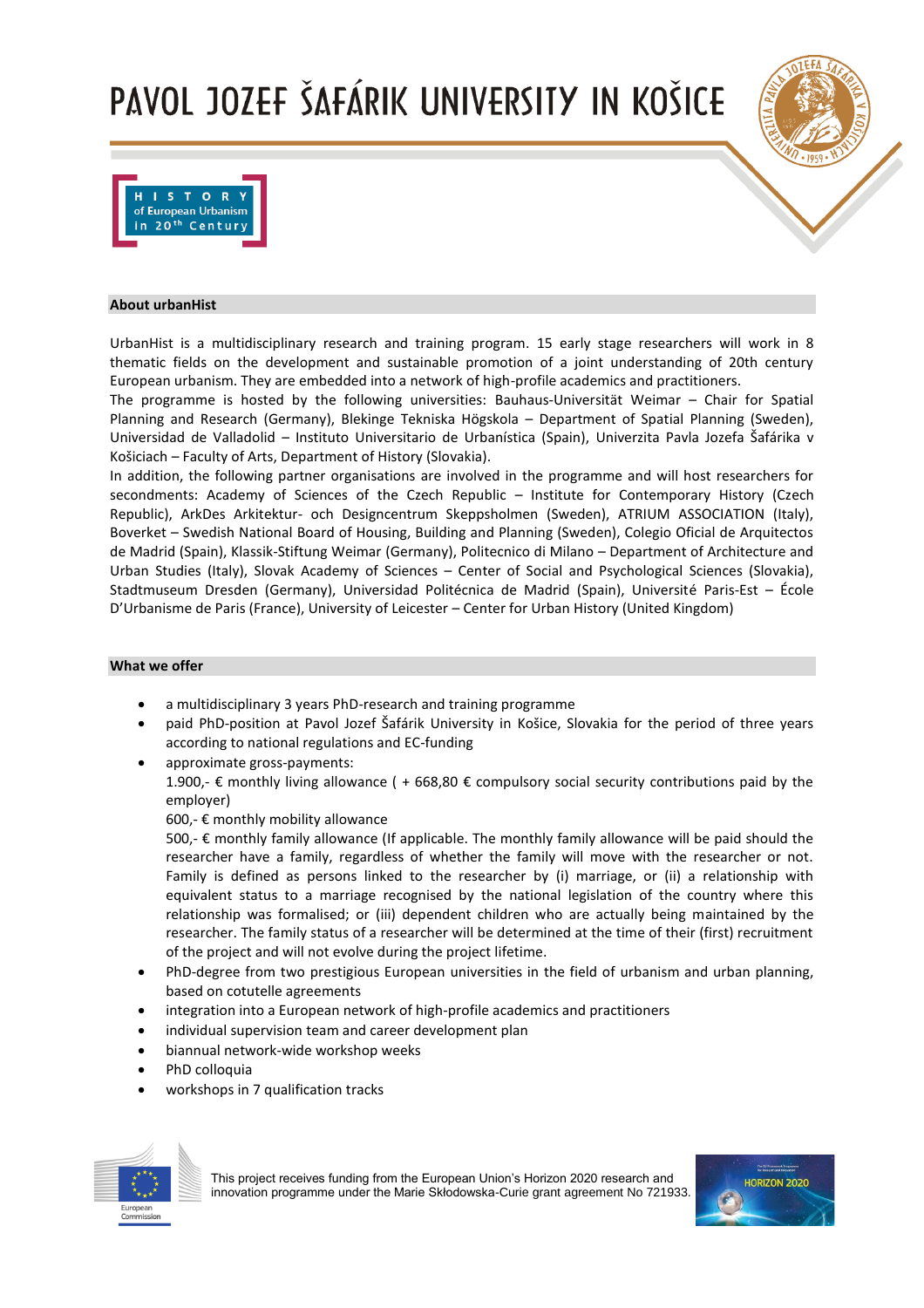# PAVOL JOZEF ŠAFÁRIK UNIVERSITY IN KOŠICE

HISTORY of European Urbanism in 20th Century

## About urbanHist

UrbanHist is a multidisciplinary research and training program. 15 early stage researchers will work in 8 thematic fields on the development and sustainable promotion of a joint understanding of 20th century European urbanism. They are embedded into a network of high-profile academics and practitioners.

The programme is hosted by the following universities: Bauhaus-Universität Weimar – Chair for Spatial Planning and Research (Germany), Blekinge Tekniska Högskola – Department of Spatial Planning (Sweden), Universidad de Valladolid – Instituto Universitario de Urbanística (Spain), Univerzita Pavla Jozefa Šafárika v Košiciach – Faculty of Arts, Department of History (Slovakia).

In addition, the following partner organisations are involved in the programme and will host researchers for secondments: Academy of Sciences of the Czech Republic – Institute for Contemporary History (Czech Republic), ArkDes Arkitektur- och Designcentrum Skeppsholmen (Sweden), ATRIUM ASSOCIATION (Italy), Boverket – Swedish National Board of Housing, Building and Planning (Sweden), Colegio Oficial de Arquitectos de Madrid (Spain), Klassik-Stiftung Weimar (Germany), Politecnico di Milano – Department of Architecture and Urban Studies (Italy), Slovak Academy of Sciences – Center of Social and Psychological Sciences (Slovakia), Stadtmuseum Dresden (Germany), Universidad Politécnica de Madrid (Spain), Université Paris-Est – École D'Urbanisme de Paris (France), University of Leicester – Center for Urban History (United Kingdom)

## What we offer

- a multidisciplinary 3 years PhD-research and training programme
- paid PhD-position at Pavol Jozef Šafárik University in Košice, Slovakia for the period of three years according to national regulations and EC-funding
- approximate gross-payments:
  1.900,- € monthly living allowance ( + 668,80 € compulsory social security contributions paid by the employer)
  600,- € monthly mobility allowance
  500,- € monthly family allowance (If applicable. The monthly family allowance will be paid should the researcher have a family, regardless of whether the family will move with the researcher or not. Family is defined as persons linked to the researcher by (i) marriage, or (ii) a relationship with equivalent status to a marriage recognised by the national legislation of the country where this relationship was formalised; or (iii) dependent children who are actually being maintained by the researcher. The family status of a researcher will be determined at the time of their (first) recruitment of the project and will not evolve during the project lifetime.
- PhD-degree from two prestigious European universities in the field of urbanism and urban planning, based on cotutelle agreements
- integration into a European network of high-profile academics and practitioners
- individual supervision team and career development plan
- biannual network-wide workshop weeks
- PhD colloquia
- workshops in 7 qualification tracks

This project receives funding from the European Union's Horizon 2020 research and innovation programme under the Marie Skłodowska-Curie grant agreement No 721933.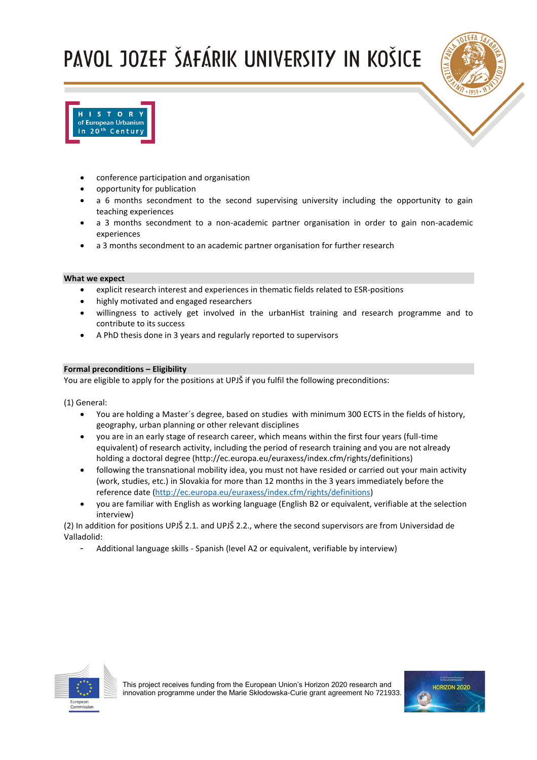- conference participation and organisation
- opportunity for publication
- a 6 months secondment to the second supervising university including the opportunity to gain teaching experiences
- a 3 months secondment to a non-academic partner organisation in order to gain non-academic experiences
- a 3 months secondment to an academic partner organisation for further research

**What we expect**

- explicit research interest and experiences in thematic fields related to ESR-positions
- highly motivated and engaged researchers
- willingness to actively get involved in the urbanHist training and research programme and to contribute to its success
- A PhD thesis done in 3 years and regularly reported to supervisors

**Formal preconditions – Eligibility**

You are eligible to apply for the positions at UPJŠ if you fulfil the following preconditions:

(1) General:

- You are holding a Master´s degree, based on studies with minimum 300 ECTS in the fields of history, geography, urban planning or other relevant disciplines
- you are in an early stage of research career, which means within the first four years (full-time equivalent) of research activity, including the period of research training and you are not already holding a doctoral degree (http://ec.europa.eu/euraxess/index.cfm/rights/definitions)
- following the transnational mobility idea, you must not have resided or carried out your main activity (work, studies, etc.) in Slovakia for more than 12 months in the 3 years immediately before the reference date (http://ec.europa.eu/euraxess/index.cfm/rights/definitions)
- you are familiar with English as working language (English B2 or equivalent, verifiable at the selection interview)

(2) In addition for positions UPJŠ 2.1. and UPJŠ 2.2., where the second supervisors are from Universidad de Valladolid:

- Additional language skills - Spanish (level A2 or equivalent, verifiable by interview)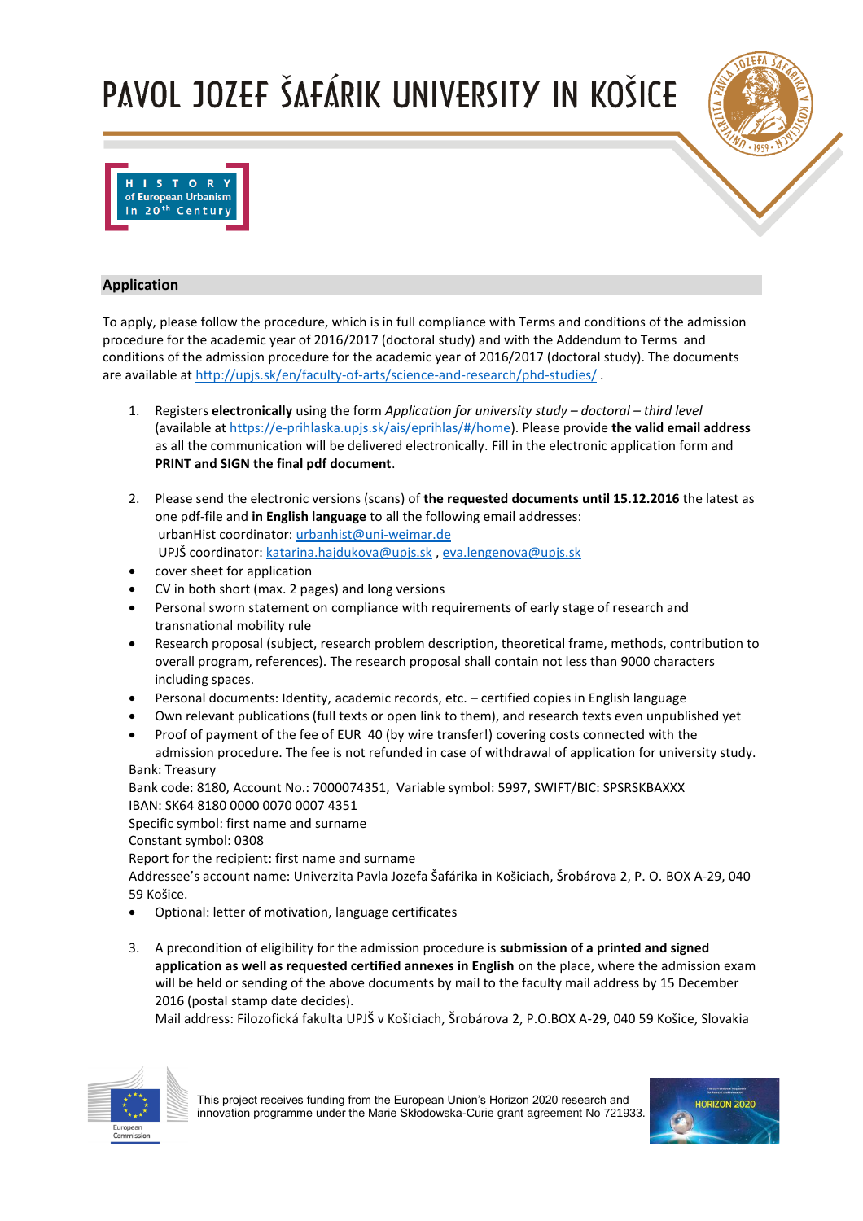## Application

To apply, please follow the procedure, which is in full compliance with Terms and conditions of the admission procedure for the academic year of 2016/2017 (doctoral study) and with the Addendum to Terms and conditions of the admission procedure for the academic year of 2016/2017 (doctoral study). The documents are available at http://upjs.sk/en/faculty-of-arts/science-and-research/phd-studies/ .

1. Registers **electronically** using the form *Application for university study – doctoral – third level* (available at https://e-prihlaska.upjs.sk/ais/eprihlas/#/home). Please provide **the valid email address** as all the communication will be delivered electronically. Fill in the electronic application form and **PRINT and SIGN the final pdf document**.

2. Please send the electronic versions (scans) of **the requested documents until 15.12.2016** the latest as one pdf-file and **in English language** to all the following email addresses:
   urbanHist coordinator: urbanhist@uni-weimar.de
   UPJŠ coordinator: katarina.hajdukova@upjs.sk , eva.lengenova@upjs.sk

- cover sheet for application
- CV in both short (max. 2 pages) and long versions
- Personal sworn statement on compliance with requirements of early stage of research and transnational mobility rule
- Research proposal (subject, research problem description, theoretical frame, methods, contribution to overall program, references). The research proposal shall contain not less than 9000 characters including spaces.
- Personal documents: Identity, academic records, etc. – certified copies in English language
- Own relevant publications (full texts or open link to them), and research texts even unpublished yet
- Proof of payment of the fee of EUR 40 (by wire transfer!) covering costs connected with the admission procedure. The fee is not refunded in case of withdrawal of application for university study.

Bank: Treasury
Bank code: 8180, Account No.: 7000074351, Variable symbol: 5997, SWIFT/BIC: SPSRSKBAXXX
IBAN: SK64 8180 0000 0070 0007 4351
Specific symbol: first name and surname
Constant symbol: 0308
Report for the recipient: first name and surname
Addressee's account name: Univerzita Pavla Jozefa Šafárika in Košiciach, Šrobárova 2, P. O. BOX A-29, 040 59 Košice.

- Optional: letter of motivation, language certificates

3. A precondition of eligibility for the admission procedure is **submission of a printed and signed application as well as requested certified annexes in English** on the place, where the admission exam will be held or sending of the above documents by mail to the faculty mail address by 15 December 2016 (postal stamp date decides).
   Mail address: Filozofická fakulta UPJŠ v Košiciach, Šrobárova 2, P.O.BOX A-29, 040 59 Košice, Slovakia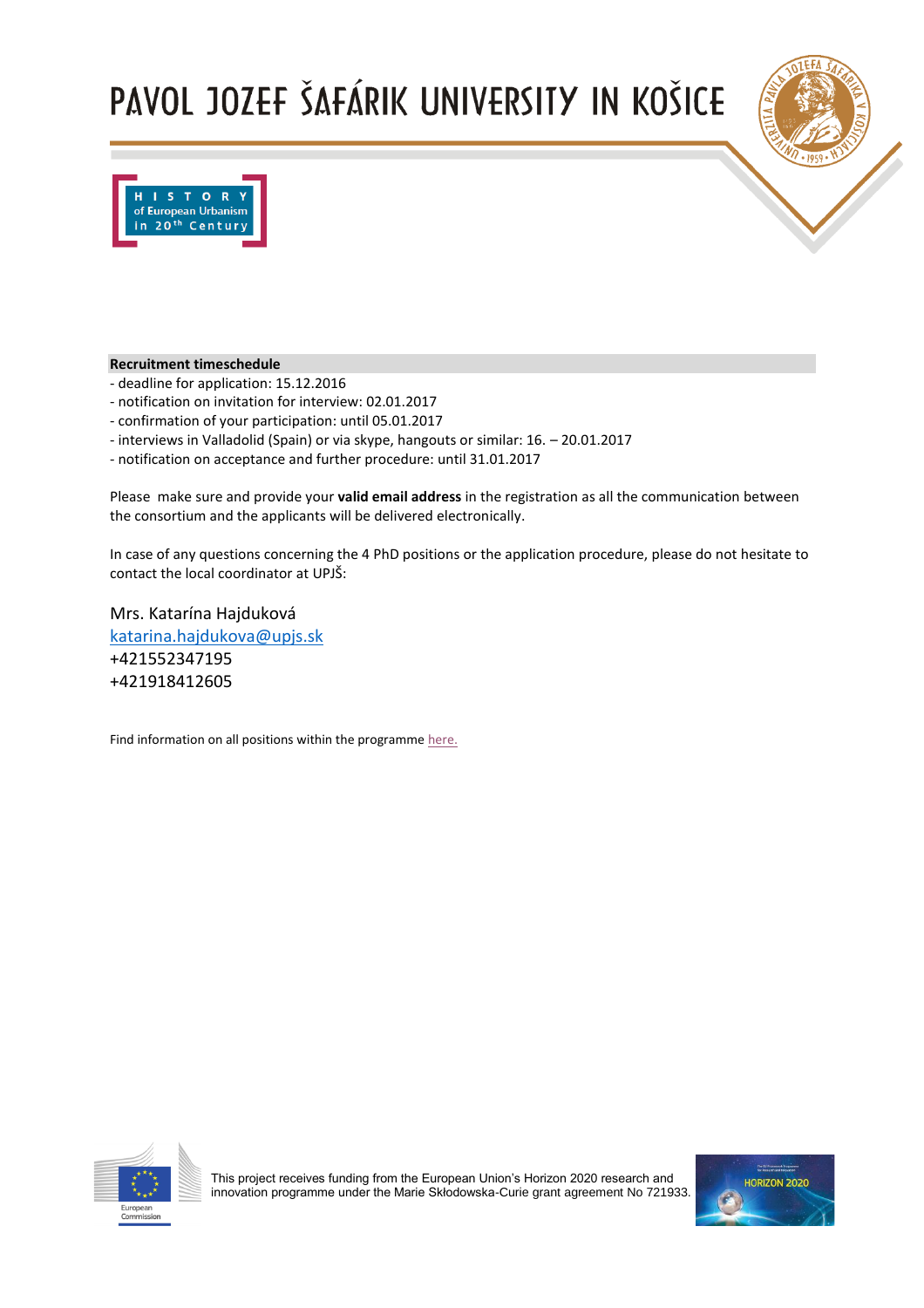# PAVOL JOZEF ŠAFÁRIK UNIVERSITY IN KOŠICE

HISTORY of European Urbanism in 20th Century

**Recruitment timeschedule**

- deadline for application: 15.12.2016
- notification on invitation for interview: 02.01.2017
- confirmation of your participation: until 05.01.2017
- interviews in Valladolid (Spain) or via skype, hangouts or similar: 16. – 20.01.2017
- notification on acceptance and further procedure: until 31.01.2017

Please make sure and provide your **valid email address** in the registration as all the communication between the consortium and the applicants will be delivered electronically.

In case of any questions concerning the 4 PhD positions or the application procedure, please do not hesitate to contact the local coordinator at UPJŠ:

Mrs. Katarína Hajduková
katarina.hajdukova@upjs.sk
+421552347195
+421918412605

Find information on all positions within the programme here.

This project receives funding from the European Union's Horizon 2020 research and innovation programme under the Marie Skłodowska-Curie grant agreement No 721933.